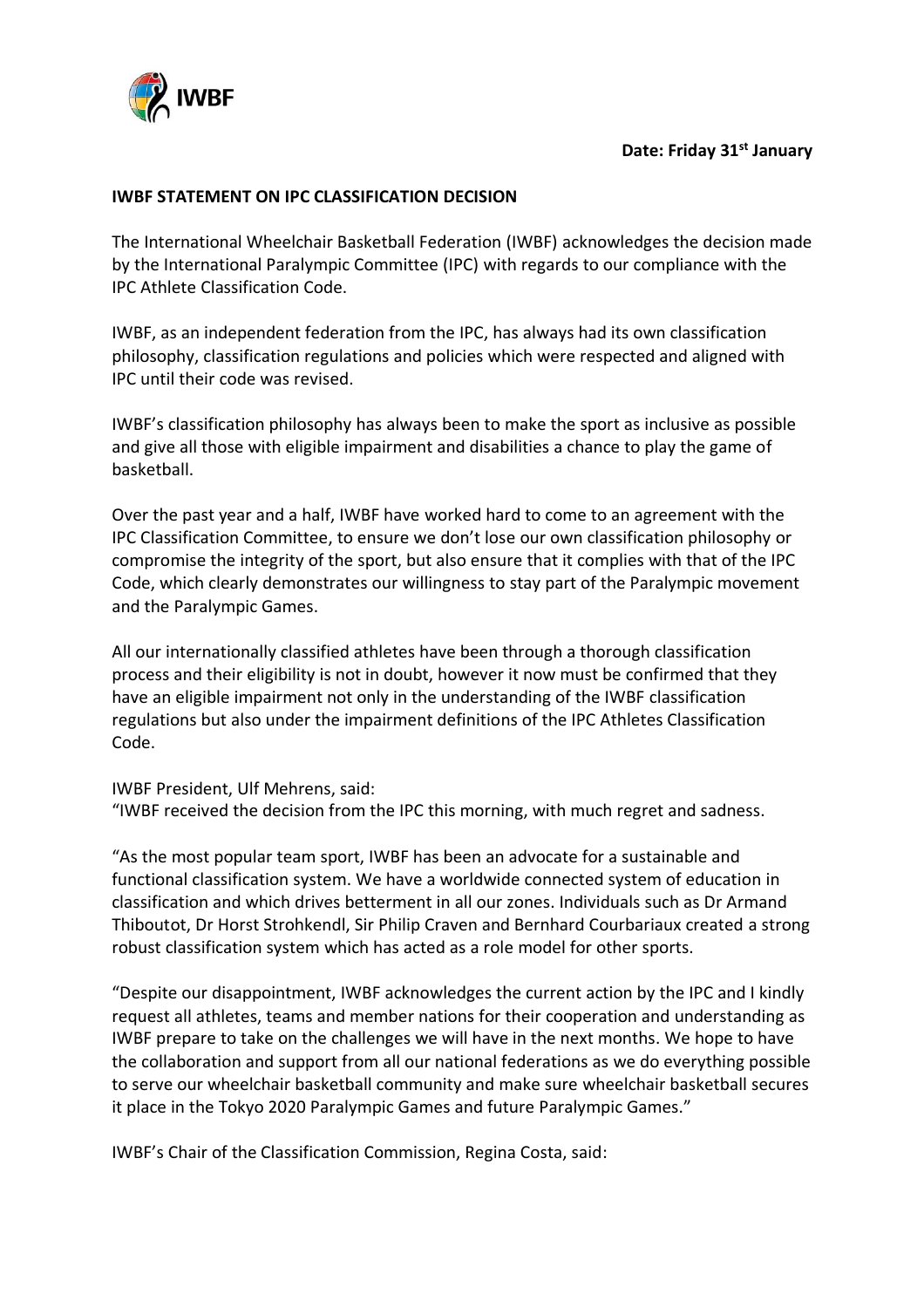IWBF

**Date: Friday 31st January**

**IWBF STATEMENT ON IPC CLASSIFICATION DECISION**

The International Wheelchair Basketball Federation (IWBF) acknowledges the decision made by the International Paralympic Committee (IPC) with regards to our compliance with the IPC Athlete Classification Code.

IWBF, as an independent federation from the IPC, has always had its own classification philosophy, classification regulations and policies which were respected and aligned with IPC until their code was revised.

IWBF's classification philosophy has always been to make the sport as inclusive as possible and give all those with eligible impairment and disabilities a chance to play the game of basketball.

Over the past year and a half, IWBF have worked hard to come to an agreement with the IPC Classification Committee, to ensure we don't lose our own classification philosophy or compromise the integrity of the sport, but also ensure that it complies with that of the IPC Code, which clearly demonstrates our willingness to stay part of the Paralympic movement and the Paralympic Games.

All our internationally classified athletes have been through a thorough classification process and their eligibility is not in doubt, however it now must be confirmed that they have an eligible impairment not only in the understanding of the IWBF classification regulations but also under the impairment definitions of the IPC Athletes Classification Code.

IWBF President, Ulf Mehrens, said:
"IWBF received the decision from the IPC this morning, with much regret and sadness.

"As the most popular team sport, IWBF has been an advocate for a sustainable and functional classification system. We have a worldwide connected system of education in classification and which drives betterment in all our zones. Individuals such as Dr Armand Thiboutot, Dr Horst Strohkendl, Sir Philip Craven and Bernhard Courbariaux created a strong robust classification system which has acted as a role model for other sports.

"Despite our disappointment, IWBF acknowledges the current action by the IPC and I kindly request all athletes, teams and member nations for their cooperation and understanding as IWBF prepare to take on the challenges we will have in the next months. We hope to have the collaboration and support from all our national federations as we do everything possible to serve our wheelchair basketball community and make sure wheelchair basketball secures it place in the Tokyo 2020 Paralympic Games and future Paralympic Games."

IWBF's Chair of the Classification Commission, Regina Costa, said: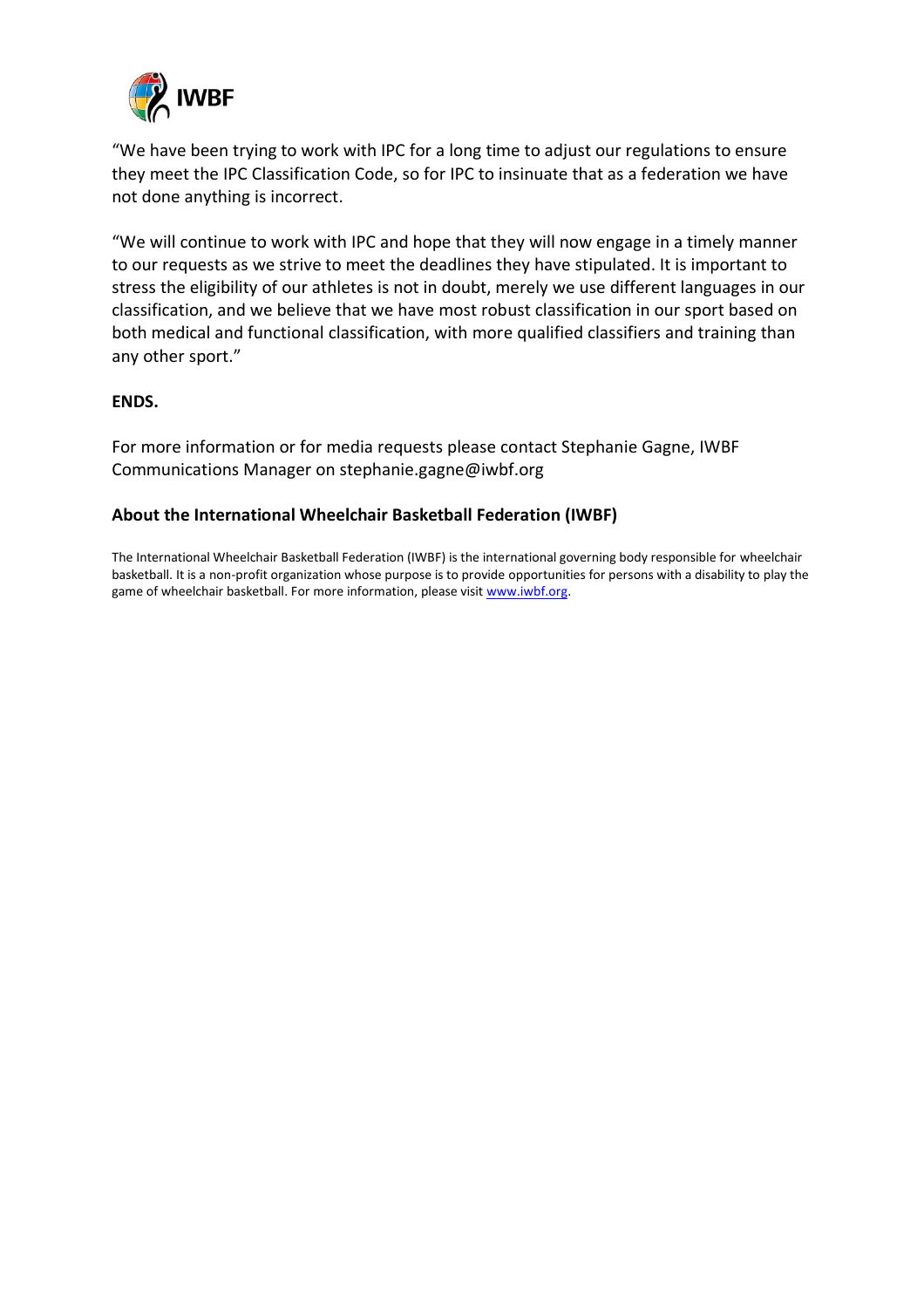"We have been trying to work with IPC for a long time to adjust our regulations to ensure they meet the IPC Classification Code, so for IPC to insinuate that as a federation we have not done anything is incorrect.

"We will continue to work with IPC and hope that they will now engage in a timely manner to our requests as we strive to meet the deadlines they have stipulated. It is important to stress the eligibility of our athletes is not in doubt, merely we use different languages in our classification, and we believe that we have most robust classification in our sport based on both medical and functional classification, with more qualified classifiers and training than any other sport."

**ENDS.**

For more information or for media requests please contact Stephanie Gagne, IWBF Communications Manager on stephanie.gagne@iwbf.org

**About the International Wheelchair Basketball Federation (IWBF)**

The International Wheelchair Basketball Federation (IWBF) is the international governing body responsible for wheelchair basketball. It is a non-profit organization whose purpose is to provide opportunities for persons with a disability to play the game of wheelchair basketball. For more information, please visit [www.iwbf.org](http://www.iwbf.org).